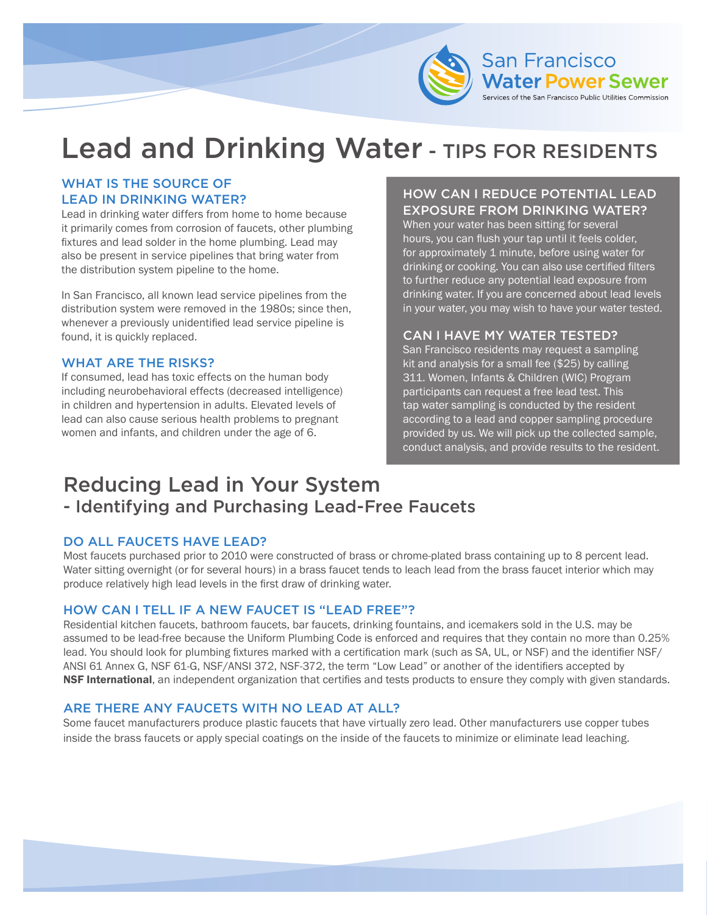San Francisco Water Power Sewer

Services of the San Francisco Public Utilities Commission

# Lead and Drinking Water - TIPS FOR RESIDENTS

### WHAT IS THE SOURCE OF LEAD IN DRINKING WATER?

Lead in drinking water differs from home to home because it primarily comes from corrosion of faucets, other plumbing fixtures and lead solder in the home plumbing. Lead may also be present in service pipelines that bring water from the distribution system pipeline to the home.

In San Francisco, all known lead service pipelines from the distribution system were removed in the 1980s; since then, whenever a previously unidentified lead service pipeline is found, it is quickly replaced.

### WHAT ARE THE RISKS?

If consumed, lead has toxic effects on the human body including neurobehavioral effects (decreased intelligence) in children and hypertension in adults. Elevated levels of lead can also cause serious health problems to pregnant women and infants, and children under the age of 6.

### HOW CAN I REDUCE POTENTIAL LEAD EXPOSURE FROM DRINKING WATER?

When your water has been sitting for several hours, you can flush your tap until it feels colder, for approximately 1 minute, before using water for drinking or cooking. You can also use certified filters to further reduce any potential lead exposure from drinking water. If you are concerned about lead levels in your water, you may wish to have your water tested.

### CAN I HAVE MY WATER TESTED?

San Francisco residents may request a sampling kit and analysis for a small fee ($25) by calling 311. Women, Infants & Children (WIC) Program participants can request a free lead test. This tap water sampling is conducted by the resident according to a lead and copper sampling procedure provided by us. We will pick up the collected sample, conduct analysis, and provide results to the resident.

## Reducing Lead in Your System - Identifying and Purchasing Lead-Free Faucets

### DO ALL FAUCETS HAVE LEAD?

Most faucets purchased prior to 2010 were constructed of brass or chrome-plated brass containing up to 8 percent lead. Water sitting overnight (or for several hours) in a brass faucet tends to leach lead from the brass faucet interior which may produce relatively high lead levels in the first draw of drinking water.

### HOW CAN I TELL IF A NEW FAUCET IS "LEAD FREE"?

Residential kitchen faucets, bathroom faucets, bar faucets, drinking fountains, and icemakers sold in the U.S. may be assumed to be lead-free because the Uniform Plumbing Code is enforced and requires that they contain no more than 0.25% lead. You should look for plumbing fixtures marked with a certification mark (such as SA, UL, or NSF) and the identifier NSF/ANSI 61 Annex G, NSF 61-G, NSF/ANSI 372, NSF-372, the term "Low Lead" or another of the identifiers accepted by **NSF International**, an independent organization that certifies and tests products to ensure they comply with given standards.

### ARE THERE ANY FAUCETS WITH NO LEAD AT ALL?

Some faucet manufacturers produce plastic faucets that have virtually zero lead. Other manufacturers use copper tubes inside the brass faucets or apply special coatings on the inside of the faucets to minimize or eliminate lead leaching.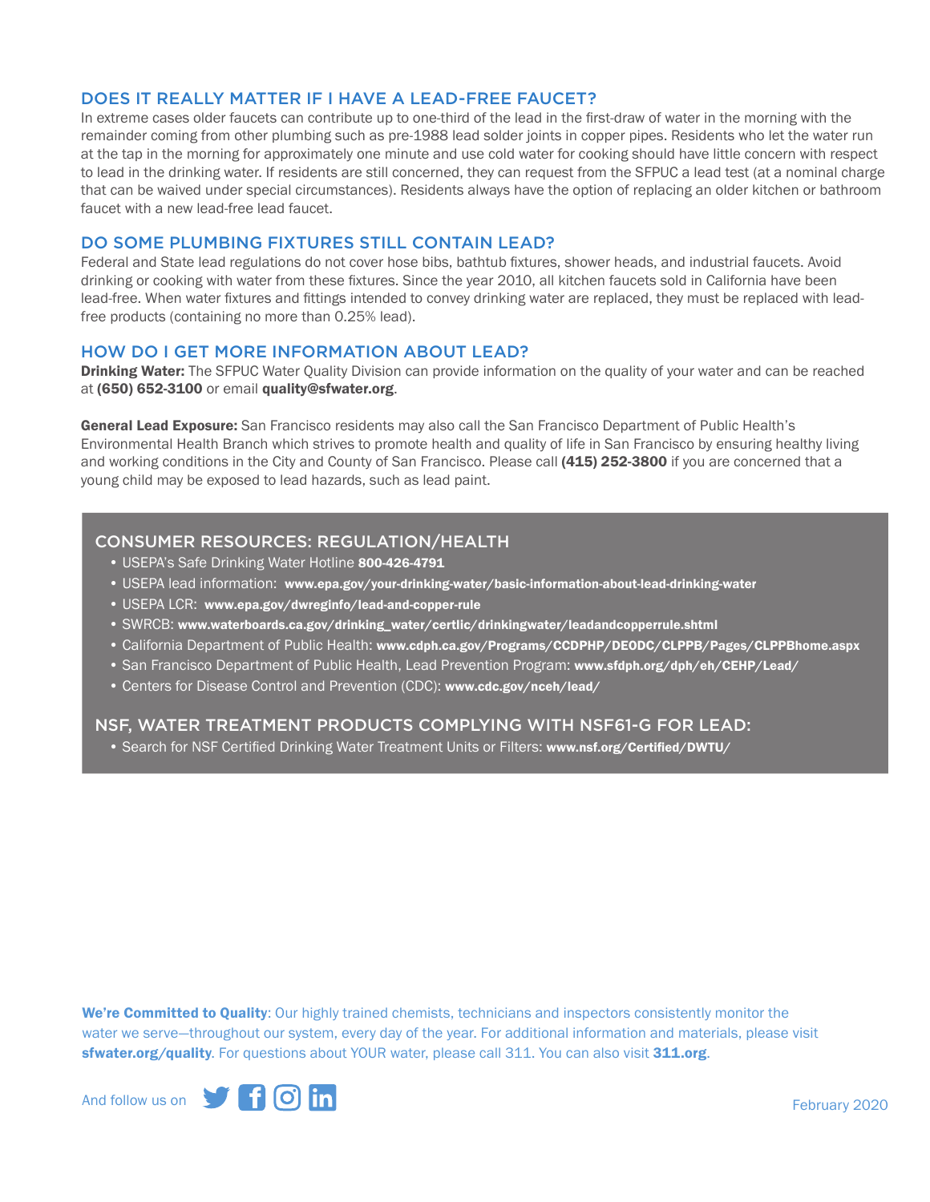## DOES IT REALLY MATTER IF I HAVE A LEAD-FREE FAUCET?

In extreme cases older faucets can contribute up to one-third of the lead in the first-draw of water in the morning with the remainder coming from other plumbing such as pre-1988 lead solder joints in copper pipes. Residents who let the water run at the tap in the morning for approximately one minute and use cold water for cooking should have little concern with respect to lead in the drinking water. If residents are still concerned, they can request from the SFPUC a lead test (at a nominal charge that can be waived under special circumstances). Residents always have the option of replacing an older kitchen or bathroom faucet with a new lead-free lead faucet.

## DO SOME PLUMBING FIXTURES STILL CONTAIN LEAD?

Federal and State lead regulations do not cover hose bibs, bathtub fixtures, shower heads, and industrial faucets. Avoid drinking or cooking with water from these fixtures. Since the year 2010, all kitchen faucets sold in California have been lead-free. When water fixtures and fittings intended to convey drinking water are replaced, they must be replaced with lead-free products (containing no more than 0.25% lead).

## HOW DO I GET MORE INFORMATION ABOUT LEAD?

**Drinking Water:** The SFPUC Water Quality Division can provide information on the quality of your water and can be reached at **(650) 652-3100** or email **quality@sfwater.org**.

**General Lead Exposure:** San Francisco residents may also call the San Francisco Department of Public Health's Environmental Health Branch which strives to promote health and quality of life in San Francisco by ensuring healthy living and working conditions in the City and County of San Francisco. Please call **(415) 252-3800** if you are concerned that a young child may be exposed to lead hazards, such as lead paint.

## CONSUMER RESOURCES: REGULATION/HEALTH

- USEPA's Safe Drinking Water Hotline **800-426-4791**
- USEPA lead information: **www.epa.gov/your-drinking-water/basic-information-about-lead-drinking-water**
- USEPA LCR: **www.epa.gov/dwreginfo/lead-and-copper-rule**
- SWRCB: **www.waterboards.ca.gov/drinking_water/certlic/drinkingwater/leadandcopperrule.shtml**
- California Department of Public Health: **www.cdph.ca.gov/Programs/CCDPHP/DEODC/CLPPB/Pages/CLPPBhome.aspx**
- San Francisco Department of Public Health, Lead Prevention Program: **www.sfdph.org/dph/eh/CEHP/Lead/**
- Centers for Disease Control and Prevention (CDC): **www.cdc.gov/nceh/lead/**

## NSF, WATER TREATMENT PRODUCTS COMPLYING WITH NSF61-G FOR LEAD:

- Search for NSF Certified Drinking Water Treatment Units or Filters: **www.nsf.org/Certified/DWTU/**

**We're Committed to Quality**: Our highly trained chemists, technicians and inspectors consistently monitor the water we serve—throughout our system, every day of the year. For additional information and materials, please visit **sfwater.org/quality**. For questions about YOUR water, please call 311. You can also visit **311.org**.

And follow us on

February 2020